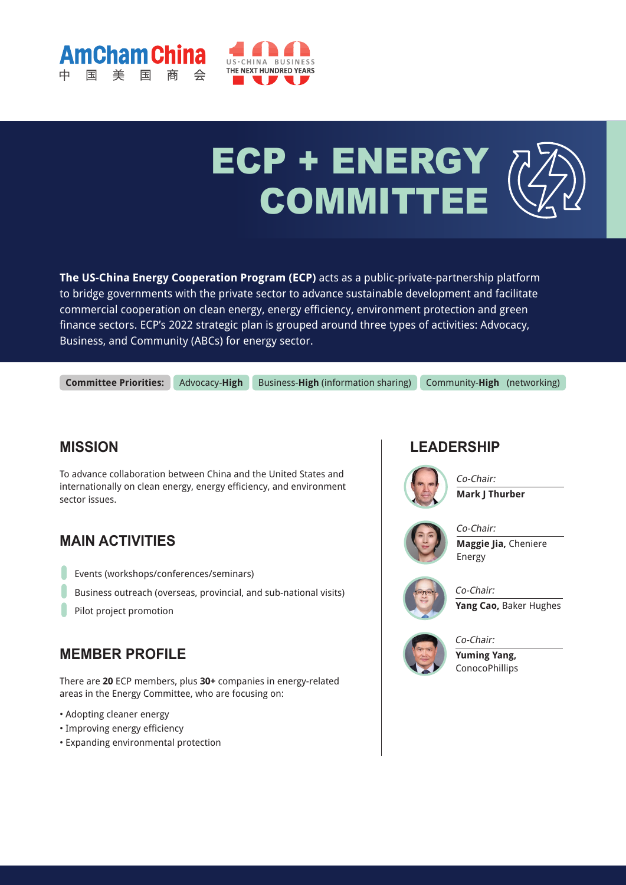AmCham China
中国美国商会

100 US-CHINA BUSINESS THE NEXT HUNDRED YEARS

# ECP + ENERGY COMMITTEE

**The US-China Energy Cooperation Program (ECP)** acts as a public-private-partnership platform to bridge governments with the private sector to advance sustainable development and facilitate commercial cooperation on clean energy, energy efficiency, environment protection and green finance sectors. ECP's 2022 strategic plan is grouped around three types of activities: Advocacy, Business, and Community (ABCs) for energy sector.

**Committee Priorities:** Advocacy-**High** | Business-**High** (information sharing) | Community-**High** (networking)

## MISSION

To advance collaboration between China and the United States and internationally on clean energy, energy efficiency, and environment sector issues.

## MAIN ACTIVITIES

- Events (workshops/conferences/seminars)
- Business outreach (overseas, provincial, and sub-national visits)
- Pilot project promotion

## MEMBER PROFILE

There are **20** ECP members, plus **30+** companies in energy-related areas in the Energy Committee, who are focusing on:

- Adopting cleaner energy
- Improving energy efficiency
- Expanding environmental protection

## LEADERSHIP

*Co-Chair:*
**Mark J Thurber**

*Co-Chair:*
**Maggie Jia,** Cheniere Energy

*Co-Chair:*
**Yang Cao,** Baker Hughes

*Co-Chair:*
**Yuming Yang,** ConocoPhillips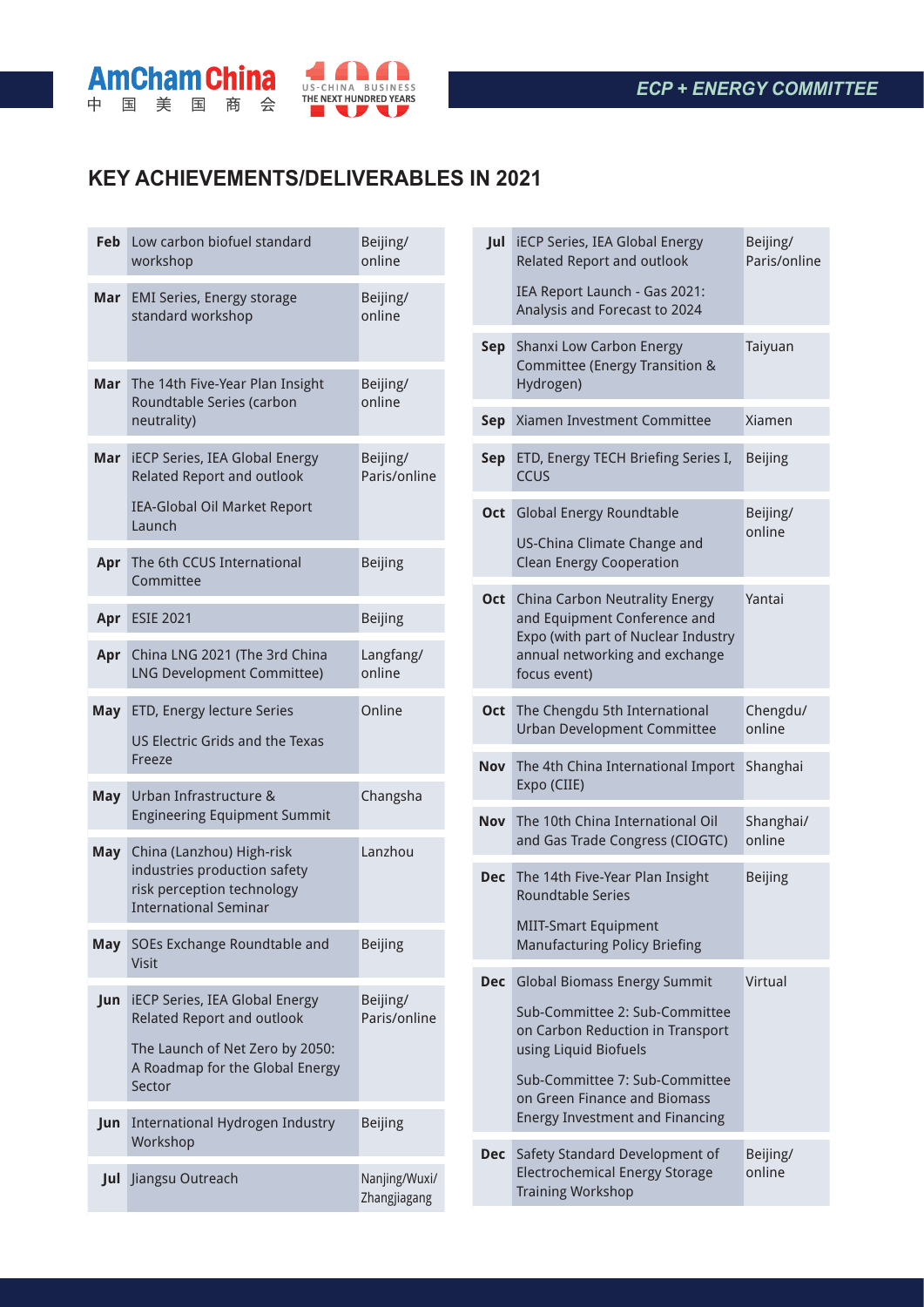## KEY ACHIEVEMENTS/DELIVERABLES IN 2021

| | | |
|---|---|---|
| Feb | Low carbon biofuel standard workshop | Beijing/ online |
| Mar | EMI Series, Energy storage standard workshop | Beijing/ online |
| Mar | The 14th Five-Year Plan Insight Roundtable Series (carbon neutrality) | Beijing/ online |
| Mar | iECP Series, IEA Global Energy Related Report and outlook<br>IEA-Global Oil Market Report Launch | Beijing/ Paris/online |
| Apr | The 6th CCUS International Committee | Beijing |
| Apr | ESIE 2021 | Beijing |
| Apr | China LNG 2021 (The 3rd China LNG Development Committee) | Langfang/ online |
| May | ETD, Energy lecture Series<br>US Electric Grids and the Texas Freeze | Online |
| May | Urban Infrastructure & Engineering Equipment Summit | Changsha |
| May | China (Lanzhou) High-risk industries production safety risk perception technology International Seminar | Lanzhou |
| May | SOEs Exchange Roundtable and Visit | Beijing |
| Jun | iECP Series, IEA Global Energy Related Report and outlook<br>The Launch of Net Zero by 2050: A Roadmap for the Global Energy Sector | Beijing/ Paris/online |
| Jun | International Hydrogen Industry Workshop | Beijing |
| Jul | Jiangsu Outreach | Nanjing/Wuxi/ Zhangjiagang |
| Jul | iECP Series, IEA Global Energy Related Report and outlook<br>IEA Report Launch - Gas 2021: Analysis and Forecast to 2024 | Beijing/ Paris/online |
| Sep | Shanxi Low Carbon Energy Committee (Energy Transition & Hydrogen) | Taiyuan |
| Sep | Xiamen Investment Committee | Xiamen |
| Sep | ETD, Energy TECH Briefing Series I, CCUS | Beijing |
| Oct | Global Energy Roundtable<br>US-China Climate Change and Clean Energy Cooperation | Beijing/ online |
| Oct | China Carbon Neutrality Energy and Equipment Conference and Expo (with part of Nuclear Industry annual networking and exchange focus event) | Yantai |
| Oct | The Chengdu 5th International Urban Development Committee | Chengdu/ online |
| Nov | The 4th China International Import Expo (CIIE) | Shanghai |
| Nov | The 10th China International Oil and Gas Trade Congress (CIOGTC) | Shanghai/ online |
| Dec | The 14th Five-Year Plan Insight Roundtable Series<br>MIIT-Smart Equipment Manufacturing Policy Briefing | Beijing |
| Dec | Global Biomass Energy Summit<br>Sub-Committee 2: Sub-Committee on Carbon Reduction in Transport using Liquid Biofuels<br>Sub-Committee 7: Sub-Committee on Green Finance and Biomass Energy Investment and Financing | Virtual |
| Dec | Safety Standard Development of Electrochemical Energy Storage Training Workshop | Beijing/ online |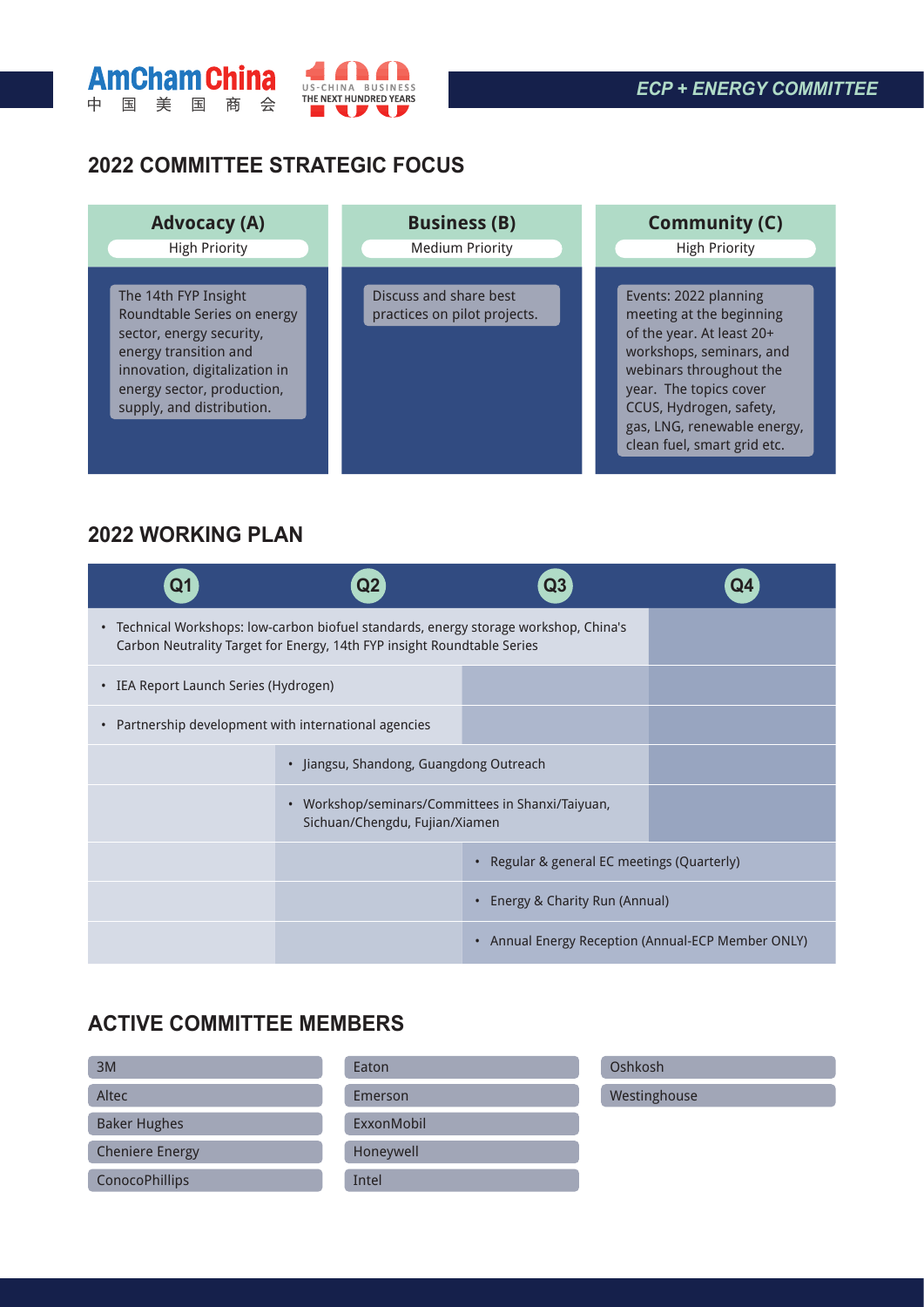AmCham China 中国美国商会

US-CHINA BUSINESS THE NEXT HUNDRED YEARS

*ECP + ENERGY COMMITTEE*

## 2022 COMMITTEE STRATEGIC FOCUS

| Advocacy (A) | Business (B) | Community (C) |
|---|---|---|
| High Priority | Medium Priority | High Priority |
| The 14th FYP Insight Roundtable Series on energy sector, energy security, energy transition and innovation, digitalization in energy sector, production, supply, and distribution. | Discuss and share best practices on pilot projects. | Events: 2022 planning meeting at the beginning of the year. At least 20+ workshops, seminars, and webinars throughout the year. The topics cover CCUS, Hydrogen, safety, gas, LNG, renewable energy, clean fuel, smart grid etc. |

## 2022 WORKING PLAN

| Q1 | Q2 | Q3 | Q4 |
|---|---|---|---|
| • Technical Workshops: low-carbon biofuel standards, energy storage workshop, China's Carbon Neutrality Target for Energy, 14th FYP insight Roundtable Series | | | |
| • IEA Report Launch Series (Hydrogen) | | | |
| • Partnership development with international agencies | | | |
| | • Jiangsu, Shandong, Guangdong Outreach | | |
| | • Workshop/seminars/Committees in Shanxi/Taiyuan, Sichuan/Chengdu, Fujian/Xiamen | | |
| | | • Regular & general EC meetings (Quarterly) | |
| | | • Energy & Charity Run (Annual) | |
| | | • Annual Energy Reception (Annual-ECP Member ONLY) | |

## ACTIVE COMMITTEE MEMBERS

| | | |
|---|---|---|
| 3M | Eaton | Oshkosh |
| Altec | Emerson | Westinghouse |
| Baker Hughes | ExxonMobil | |
| Cheniere Energy | Honeywell | |
| ConocoPhillips | Intel | |